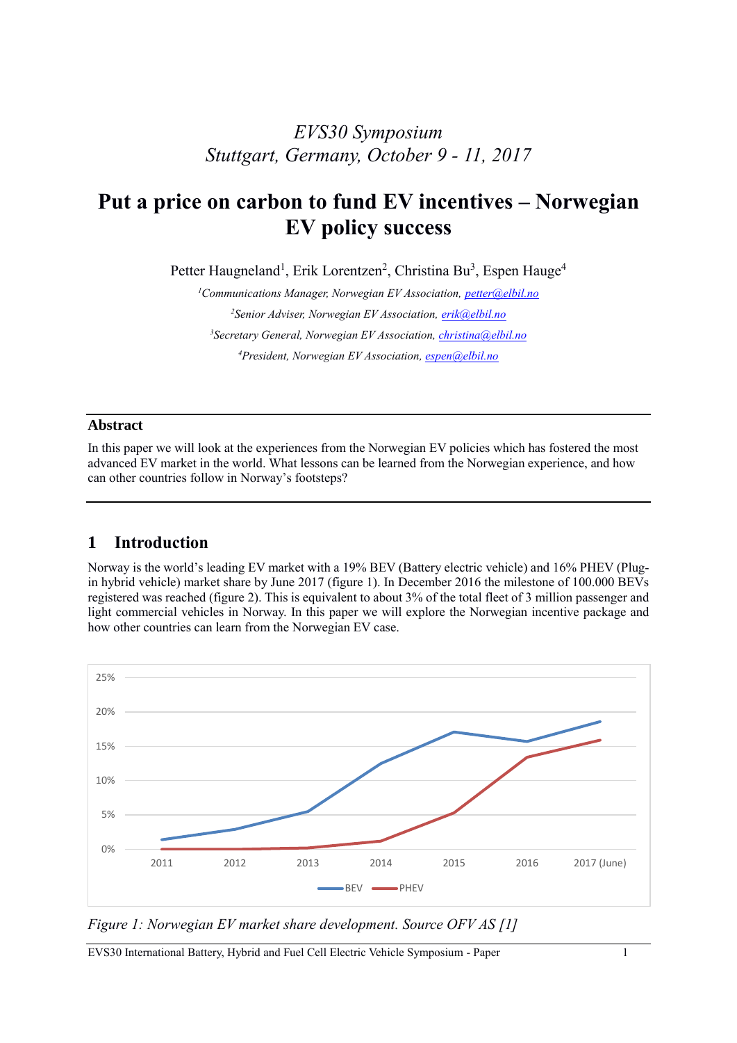*EVS30 Symposium*
*Stuttgart, Germany, October 9 - 11, 2017*

# Put a price on carbon to fund EV incentives – Norwegian EV policy success

Petter Haugneland[1], Erik Lorentzen[2], Christina Bu[3], Espen Hauge[4]

[1]*Communications Manager, Norwegian EV Association, petter@elbil.no*

[2]*Senior Adviser, Norwegian EV Association, erik@elbil.no*

[3]*Secretary General, Norwegian EV Association, christina@elbil.no*

[4]*President, Norwegian EV Association, espen@elbil.no*

---

### Abstract

In this paper we will look at the experiences from the Norwegian EV policies which has fostered the most advanced EV market in the world. What lessons can be learned from the Norwegian experience, and how can other countries follow in Norway's footsteps?

---

## 1 Introduction

Norway is the world's leading EV market with a 19% BEV (Battery electric vehicle) and 16% PHEV (Plug-in hybrid vehicle) market share by June 2017 (figure 1). In December 2016 the milestone of 100.000 BEVs registered was reached (figure 2). This is equivalent to about 3% of the total fleet of 3 million passenger and light commercial vehicles in Norway. In this paper we will explore the Norwegian incentive package and how other countries can learn from the Norwegian EV case.

*Figure 1: Norwegian EV market share development. Source OFV AS [1]*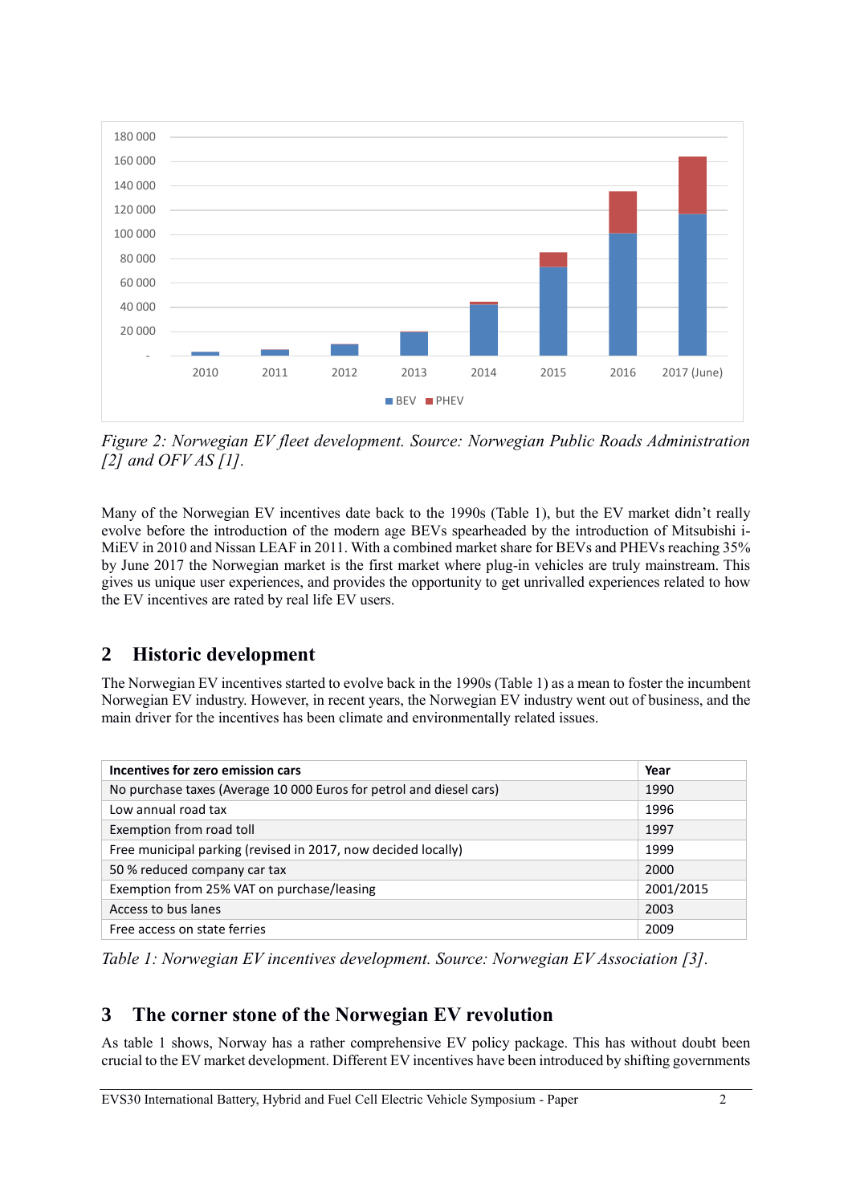*Figure 2: Norwegian EV fleet development. Source: Norwegian Public Roads Administration [2] and OFV AS [1].*

Many of the Norwegian EV incentives date back to the 1990s (Table 1), but the EV market didn't really evolve before the introduction of the modern age BEVs spearheaded by the introduction of Mitsubishi i-MiEV in 2010 and Nissan LEAF in 2011. With a combined market share for BEVs and PHEVs reaching 35% by June 2017 the Norwegian market is the first market where plug-in vehicles are truly mainstream. This gives us unique user experiences, and provides the opportunity to get unrivalled experiences related to how the EV incentives are rated by real life EV users.

## 2 Historic development

The Norwegian EV incentives started to evolve back in the 1990s (Table 1) as a mean to foster the incumbent Norwegian EV industry. However, in recent years, the Norwegian EV industry went out of business, and the main driver for the incentives has been climate and environmentally related issues.

| Incentives for zero emission cars | Year |
|---|---|
| No purchase taxes (Average 10 000 Euros for petrol and diesel cars) | 1990 |
| Low annual road tax | 1996 |
| Exemption from road toll | 1997 |
| Free municipal parking (revised in 2017, now decided locally) | 1999 |
| 50 % reduced company car tax | 2000 |
| Exemption from 25% VAT on purchase/leasing | 2001/2015 |
| Access to bus lanes | 2003 |
| Free access on state ferries | 2009 |

*Table 1: Norwegian EV incentives development. Source: Norwegian EV Association [3].*

## 3 The corner stone of the Norwegian EV revolution

As table 1 shows, Norway has a rather comprehensive EV policy package. This has without doubt been crucial to the EV market development. Different EV incentives have been introduced by shifting governments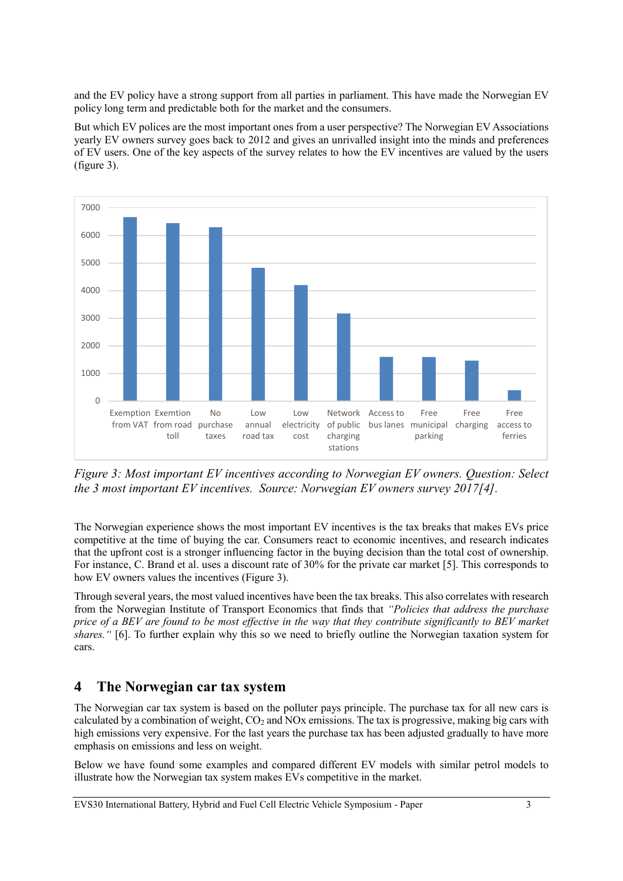and the EV policy have a strong support from all parties in parliament. This have made the Norwegian EV policy long term and predictable both for the market and the consumers.

But which EV polices are the most important ones from a user perspective? The Norwegian EV Associations yearly EV owners survey goes back to 2012 and gives an unrivalled insight into the minds and preferences of EV users. One of the key aspects of the survey relates to how the EV incentives are valued by the users (figure 3).

*Figure 3: Most important EV incentives according to Norwegian EV owners. Question: Select the 3 most important EV incentives. Source: Norwegian EV owners survey 2017[4].*

The Norwegian experience shows the most important EV incentives is the tax breaks that makes EVs price competitive at the time of buying the car. Consumers react to economic incentives, and research indicates that the upfront cost is a stronger influencing factor in the buying decision than the total cost of ownership. For instance, C. Brand et al. uses a discount rate of 30% for the private car market [5]. This corresponds to how EV owners values the incentives (Figure 3).

Through several years, the most valued incentives have been the tax breaks. This also correlates with research from the Norwegian Institute of Transport Economics that finds that *"Policies that address the purchase price of a BEV are found to be most effective in the way that they contribute significantly to BEV market shares."* [6]. To further explain why this so we need to briefly outline the Norwegian taxation system for cars.

## 4 The Norwegian car tax system

The Norwegian car tax system is based on the polluter pays principle. The purchase tax for all new cars is calculated by a combination of weight, $CO_2$ and NOx emissions. The tax is progressive, making big cars with high emissions very expensive. For the last years the purchase tax has been adjusted gradually to have more emphasis on emissions and less on weight.

Below we have found some examples and compared different EV models with similar petrol models to illustrate how the Norwegian tax system makes EVs competitive in the market.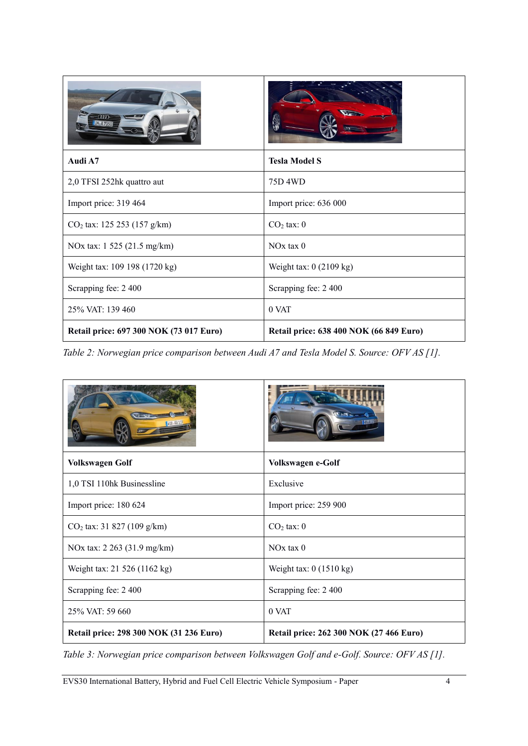| Audi A7 | Tesla Model S |
|---|---|
| 2,0 TFSI 252hk quattro aut | 75D 4WD |
| Import price: 319 464 | Import price: 636 000 |
| $CO_2$ tax: 125 253 (157 g/km) | $CO_2$ tax: 0 |
| NOx tax: 1 525 (21.5 mg/km) | NOx tax 0 |
| Weight tax: 109 198 (1720 kg) | Weight tax: 0 (2109 kg) |
| Scrapping fee: 2 400 | Scrapping fee: 2 400 |
| 25% VAT: 139 460 | 0 VAT |
| **Retail price: 697 300 NOK (73 017 Euro)** | **Retail price: 638 400 NOK (66 849 Euro)** |

*Table 2: Norwegian price comparison between Audi A7 and Tesla Model S. Source: OFV AS [1].*

| Volkswagen Golf | Volkswagen e-Golf |
|---|---|
| 1,0 TSI 110hk Businessline | Exclusive |
| Import price: 180 624 | Import price: 259 900 |
| $CO_2$ tax: 31 827 (109 g/km) | $CO_2$ tax: 0 |
| NOx tax: 2 263 (31.9 mg/km) | NOx tax 0 |
| Weight tax: 21 526 (1162 kg) | Weight tax: 0 (1510 kg) |
| Scrapping fee: 2 400 | Scrapping fee: 2 400 |
| 25% VAT: 59 660 | 0 VAT |
| **Retail price: 298 300 NOK (31 236 Euro)** | **Retail price: 262 300 NOK (27 466 Euro)** |

*Table 3: Norwegian price comparison between Volkswagen Golf and e-Golf. Source: OFV AS [1].*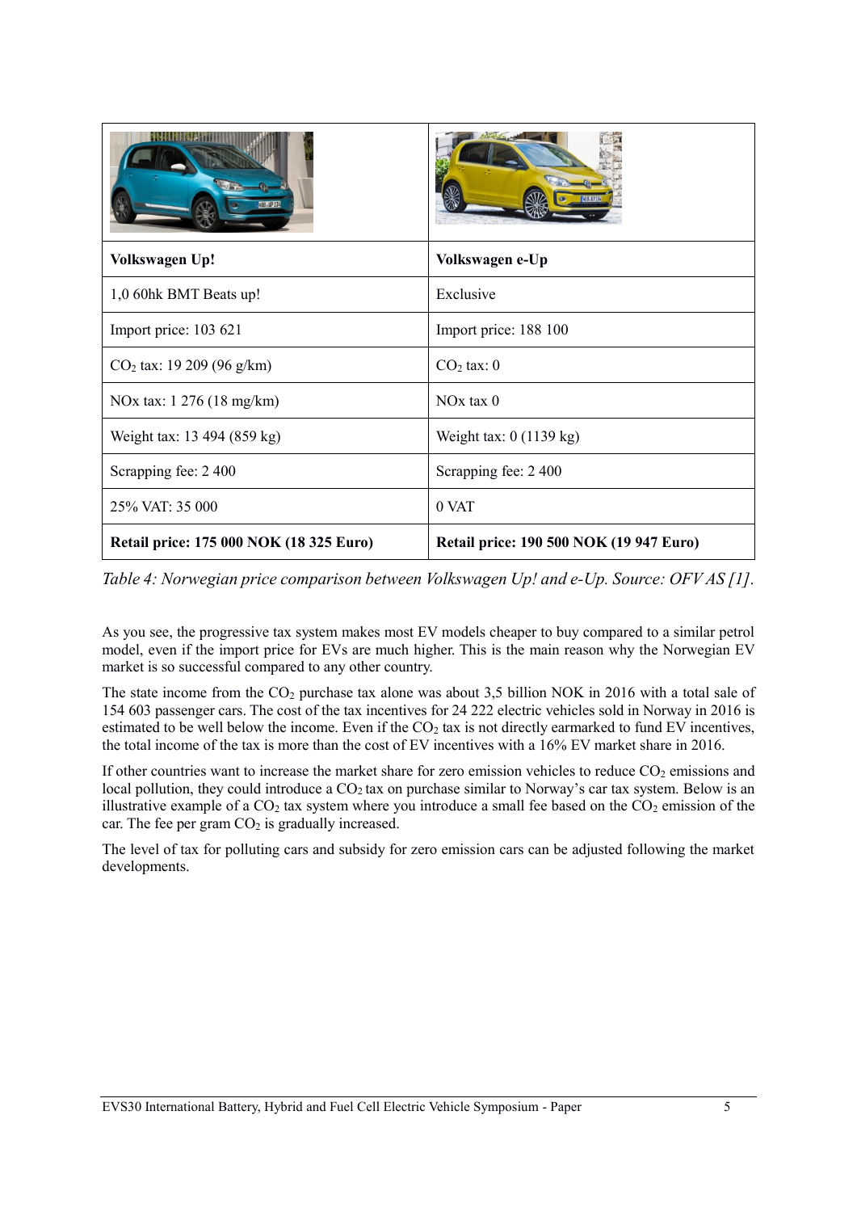| Volkswagen Up! | Volkswagen e-Up |
| --- | --- |
| 1,0 60hk BMT Beats up! | Exclusive |
| Import price: 103 621 | Import price: 188 100 |
| $CO_2$ tax: 19 209 (96 g/km) | $CO_2$ tax: 0 |
| NOx tax: 1 276 (18 mg/km) | NOx tax 0 |
| Weight tax: 13 494 (859 kg) | Weight tax: 0 (1139 kg) |
| Scrapping fee: 2 400 | Scrapping fee: 2 400 |
| 25% VAT: 35 000 | 0 VAT |
| **Retail price: 175 000 NOK (18 325 Euro)** | **Retail price: 190 500 NOK (19 947 Euro)** |

*Table 4: Norwegian price comparison between Volkswagen Up! and e-Up. Source: OFV AS [1].*

As you see, the progressive tax system makes most EV models cheaper to buy compared to a similar petrol model, even if the import price for EVs are much higher. This is the main reason why the Norwegian EV market is so successful compared to any other country.

The state income from the $CO_2$ purchase tax alone was about 3,5 billion NOK in 2016 with a total sale of 154 603 passenger cars. The cost of the tax incentives for 24 222 electric vehicles sold in Norway in 2016 is estimated to be well below the income. Even if the $CO_2$ tax is not directly earmarked to fund EV incentives, the total income of the tax is more than the cost of EV incentives with a 16% EV market share in 2016.

If other countries want to increase the market share for zero emission vehicles to reduce $CO_2$ emissions and local pollution, they could introduce a $CO_2$ tax on purchase similar to Norway's car tax system. Below is an illustrative example of a $CO_2$ tax system where you introduce a small fee based on the $CO_2$ emission of the car. The fee per gram $CO_2$ is gradually increased.

The level of tax for polluting cars and subsidy for zero emission cars can be adjusted following the market developments.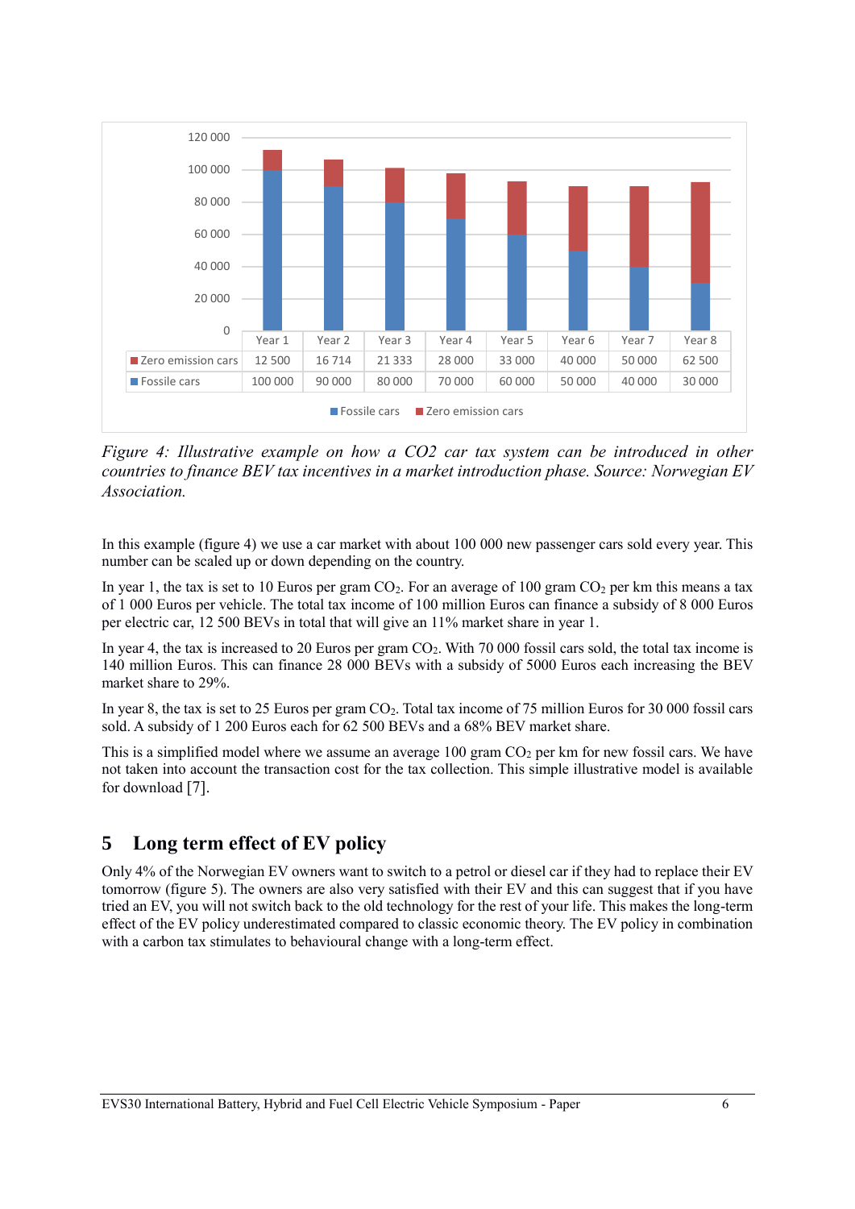|  | Year 1 | Year 2 | Year 3 | Year 4 | Year 5 | Year 6 | Year 7 | Year 8 |
| --- | --- | --- | --- | --- | --- | --- | --- | --- |
| Zero emission cars | 12 500 | 16 714 | 21 333 | 28 000 | 33 000 | 40 000 | 50 000 | 62 500 |
| Fossile cars | 100 000 | 90 000 | 80 000 | 70 000 | 60 000 | 50 000 | 40 000 | 30 000 |

*Figure 4: Illustrative example on how a CO2 car tax system can be introduced in other countries to finance BEV tax incentives in a market introduction phase. Source: Norwegian EV Association.*

In this example (figure 4) we use a car market with about 100 000 new passenger cars sold every year. This number can be scaled up or down depending on the country.

In year 1, the tax is set to 10 Euros per gram $CO_2$. For an average of 100 gram $CO_2$ per km this means a tax of 1 000 Euros per vehicle. The total tax income of 100 million Euros can finance a subsidy of 8 000 Euros per electric car, 12 500 BEVs in total that will give an 11% market share in year 1.

In year 4, the tax is increased to 20 Euros per gram $CO_2$. With 70 000 fossil cars sold, the total tax income is 140 million Euros. This can finance 28 000 BEVs with a subsidy of 5000 Euros each increasing the BEV market share to 29%.

In year 8, the tax is set to 25 Euros per gram $CO_2$. Total tax income of 75 million Euros for 30 000 fossil cars sold. A subsidy of 1 200 Euros each for 62 500 BEVs and a 68% BEV market share.

This is a simplified model where we assume an average 100 gram $CO_2$ per km for new fossil cars. We have not taken into account the transaction cost for the tax collection. This simple illustrative model is available for download [7].

## 5 Long term effect of EV policy

Only 4% of the Norwegian EV owners want to switch to a petrol or diesel car if they had to replace their EV tomorrow (figure 5). The owners are also very satisfied with their EV and this can suggest that if you have tried an EV, you will not switch back to the old technology for the rest of your life. This makes the long-term effect of the EV policy underestimated compared to classic economic theory. The EV policy in combination with a carbon tax stimulates to behavioural change with a long-term effect.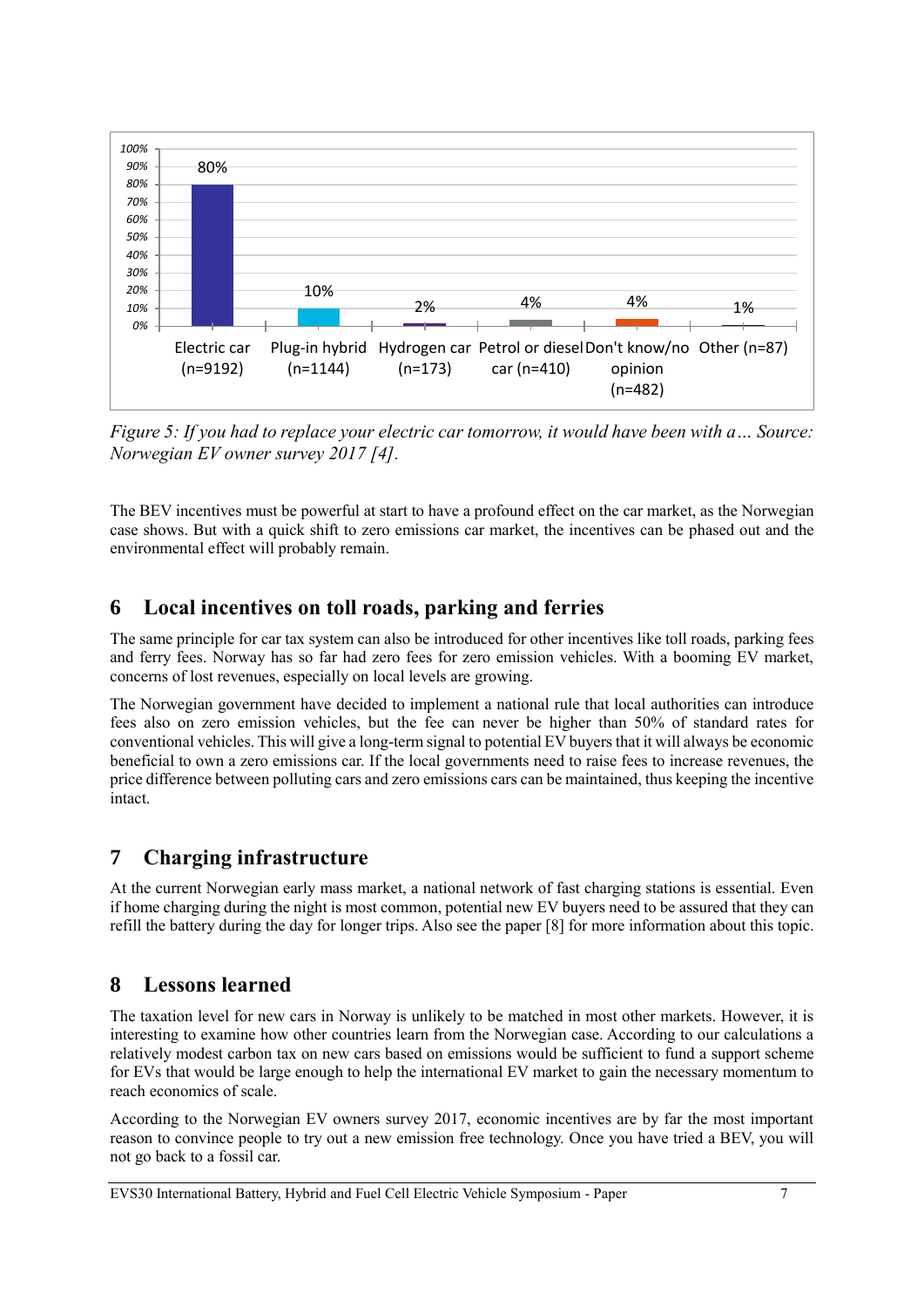Figure 5: If you had to replace your electric car tomorrow, it would have been with a… Source: Norwegian EV owner survey 2017 [4].

The BEV incentives must be powerful at start to have a profound effect on the car market, as the Norwegian case shows. But with a quick shift to zero emissions car market, the incentives can be phased out and the environmental effect will probably remain.

## 6 Local incentives on toll roads, parking and ferries

The same principle for car tax system can also be introduced for other incentives like toll roads, parking fees and ferry fees. Norway has so far had zero fees for zero emission vehicles. With a booming EV market, concerns of lost revenues, especially on local levels are growing.

The Norwegian government have decided to implement a national rule that local authorities can introduce fees also on zero emission vehicles, but the fee can never be higher than 50% of standard rates for conventional vehicles. This will give a long-term signal to potential EV buyers that it will always be economic beneficial to own a zero emissions car. If the local governments need to raise fees to increase revenues, the price difference between polluting cars and zero emissions cars can be maintained, thus keeping the incentive intact.

## 7 Charging infrastructure

At the current Norwegian early mass market, a national network of fast charging stations is essential. Even if home charging during the night is most common, potential new EV buyers need to be assured that they can refill the battery during the day for longer trips. Also see the paper [8] for more information about this topic.

## 8 Lessons learned

The taxation level for new cars in Norway is unlikely to be matched in most other markets. However, it is interesting to examine how other countries learn from the Norwegian case. According to our calculations a relatively modest carbon tax on new cars based on emissions would be sufficient to fund a support scheme for EVs that would be large enough to help the international EV market to gain the necessary momentum to reach economics of scale.

According to the Norwegian EV owners survey 2017, economic incentives are by far the most important reason to convince people to try out a new emission free technology. Once you have tried a BEV, you will not go back to a fossil car.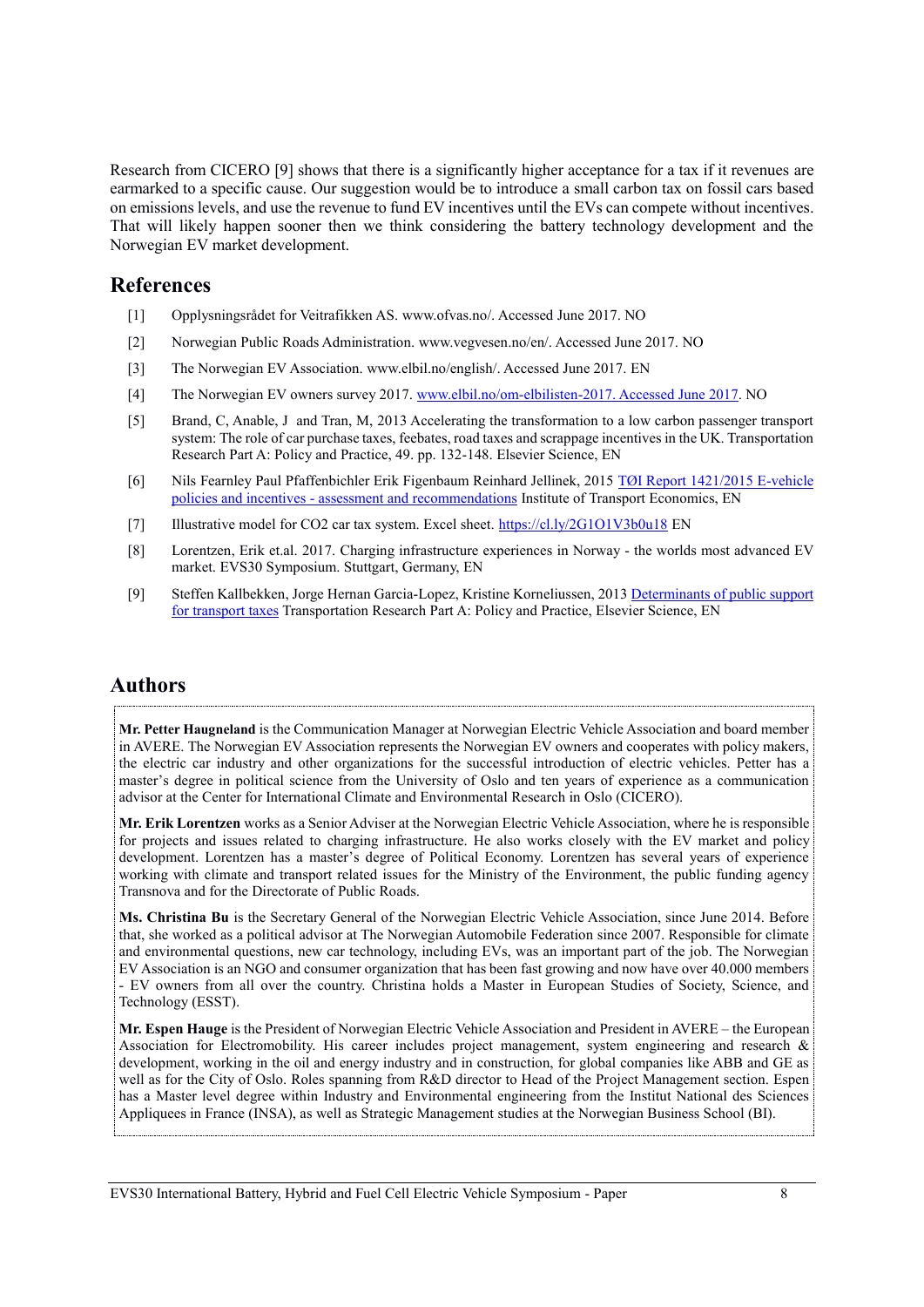Research from CICERO [9] shows that there is a significantly higher acceptance for a tax if it revenues are earmarked to a specific cause. Our suggestion would be to introduce a small carbon tax on fossil cars based on emissions levels, and use the revenue to fund EV incentives until the EVs can compete without incentives. That will likely happen sooner then we think considering the battery technology development and the Norwegian EV market development.

## References

[1] Opplysningsrådet for Veitrafikken AS. www.ofvas.no/. Accessed June 2017. NO

[2] Norwegian Public Roads Administration. www.vegvesen.no/en/. Accessed June 2017. NO

[3] The Norwegian EV Association. www.elbil.no/english/. Accessed June 2017. EN

[4] The Norwegian EV owners survey 2017. www.elbil.no/om-elbilisten-2017. Accessed June 2017. NO

[5] Brand, C, Anable, J and Tran, M, 2013 Accelerating the transformation to a low carbon passenger transport system: The role of car purchase taxes, feebates, road taxes and scrappage incentives in the UK. Transportation Research Part A: Policy and Practice, 49. pp. 132-148. Elsevier Science, EN

[6] Nils Fearnley Paul Pfaffenbichler Erik Figenbaum Reinhard Jellinek, 2015 TØI Report 1421/2015 E-vehicle policies and incentives - assessment and recommendations Institute of Transport Economics, EN

[7] Illustrative model for CO2 car tax system. Excel sheet. https://cl.ly/2G1O1V3b0u18 EN

[8] Lorentzen, Erik et.al. 2017. Charging infrastructure experiences in Norway - the worlds most advanced EV market. EVS30 Symposium. Stuttgart, Germany, EN

[9] Steffen Kallbekken, Jorge Hernan Garcia-Lopez, Kristine Korneliussen, 2013 Determinants of public support for transport taxes Transportation Research Part A: Policy and Practice, Elsevier Science, EN

## Authors

**Mr. Petter Haugneland** is the Communication Manager at Norwegian Electric Vehicle Association and board member in AVERE. The Norwegian EV Association represents the Norwegian EV owners and cooperates with policy makers, the electric car industry and other organizations for the successful introduction of electric vehicles. Petter has a master's degree in political science from the University of Oslo and ten years of experience as a communication advisor at the Center for International Climate and Environmental Research in Oslo (CICERO).

**Mr. Erik Lorentzen** works as a Senior Adviser at the Norwegian Electric Vehicle Association, where he is responsible for projects and issues related to charging infrastructure. He also works closely with the EV market and policy development. Lorentzen has a master's degree of Political Economy. Lorentzen has several years of experience working with climate and transport related issues for the Ministry of the Environment, the public funding agency Transnova and for the Directorate of Public Roads.

**Ms. Christina Bu** is the Secretary General of the Norwegian Electric Vehicle Association, since June 2014. Before that, she worked as a political advisor at The Norwegian Automobile Federation since 2007. Responsible for climate and environmental questions, new car technology, including EVs, was an important part of the job. The Norwegian EV Association is an NGO and consumer organization that has been fast growing and now have over 40.000 members - EV owners from all over the country. Christina holds a Master in European Studies of Society, Science, and Technology (ESST).

**Mr. Espen Hauge** is the President of Norwegian Electric Vehicle Association and President in AVERE – the European Association for Electromobility. His career includes project management, system engineering and research & development, working in the oil and energy industry and in construction, for global companies like ABB and GE as well as for the City of Oslo. Roles spanning from R&D director to Head of the Project Management section. Espen has a Master level degree within Industry and Environmental engineering from the Institut National des Sciences Appliquees in France (INSA), as well as Strategic Management studies at the Norwegian Business School (BI).